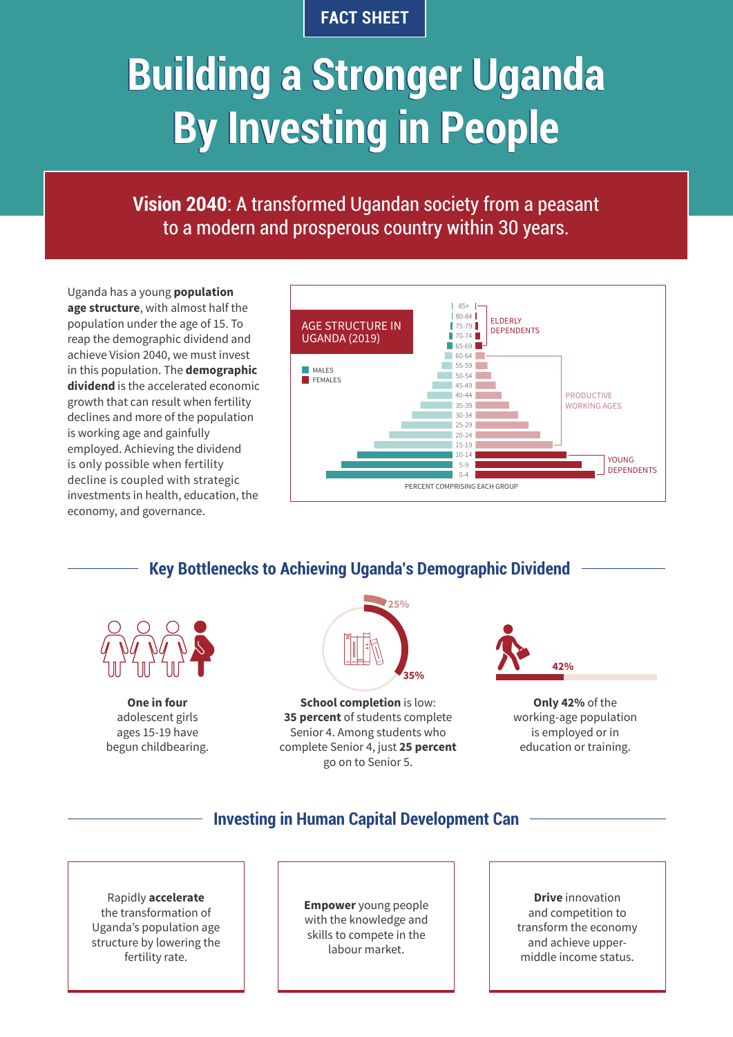FACT SHEET

# Building a Stronger Uganda By Investing in People

**Vision 2040**: A transformed Ugandan society from a peasant to a modern and prosperous country within 30 years.

Uganda has a young **population age structure**, with almost half the population under the age of 15. To reap the demographic dividend and achieve Vision 2040, we must invest in this population. The **demographic dividend** is the accelerated economic growth that can result when fertility declines and more of the population is working age and gainfully employed. Achieving the dividend is only possible when fertility decline is coupled with strategic investments in health, education, the economy, and governance.

AGE STRUCTURE IN UGANDA (2019)

MALES
FEMALES

85+, 80-84, 75-79, 70-74, 65-69 — ELDERLY DEPENDENTS
60-64, 55-59, 50-54, 45-49, 40-44, 35-39, 30-34, 25-29, 20-24, 15-19 — PRODUCTIVE WORKING AGES
10-14, 5-9, 0-4 — YOUNG DEPENDENTS

PERCENT COMPRISING EACH GROUP

## Key Bottlenecks to Achieving Uganda's Demographic Dividend

**One in four** adolescent girls ages 15-19 have begun childbearing.

25%
35%

**School completion** is low: **35 percent** of students complete Senior 4. Among students who complete Senior 4, just **25 percent** go on to Senior 5.

42%

**Only 42%** of the working-age population is employed or in education or training.

## Investing in Human Capital Development Can

Rapidly **accelerate** the transformation of Uganda's population age structure by lowering the fertility rate.

**Empower** young people with the knowledge and skills to compete in the labour market.

**Drive** innovation and competition to transform the economy and achieve upper-middle income status.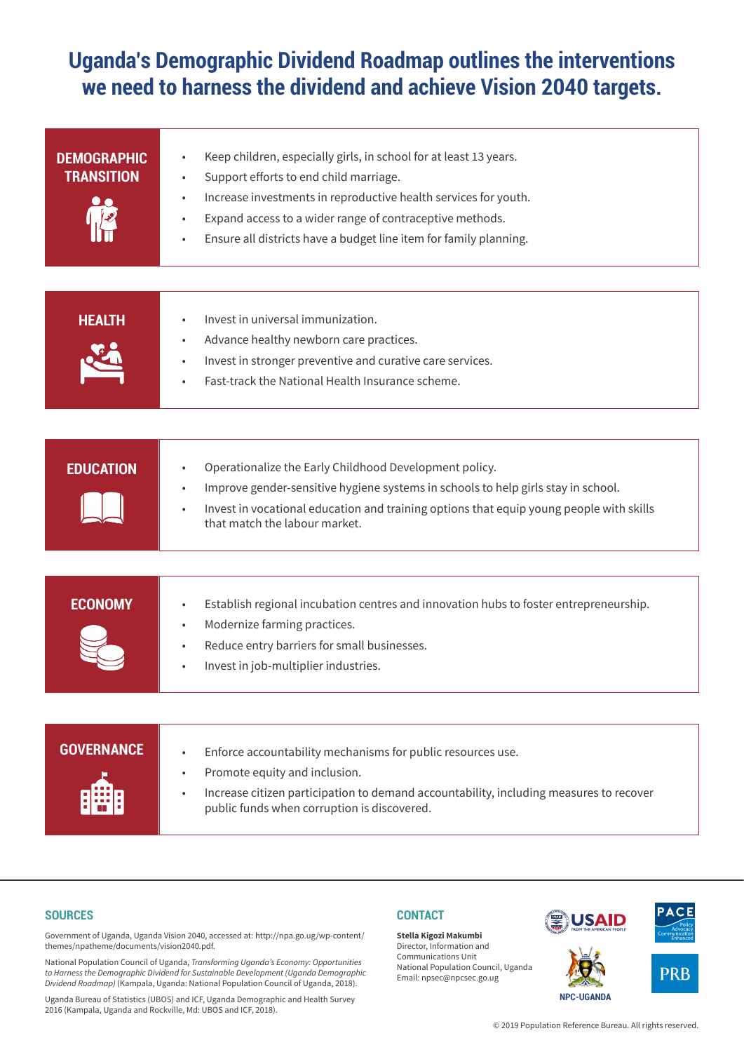# Uganda's Demographic Dividend Roadmap outlines the interventions we need to harness the dividend and achieve Vision 2040 targets.

## DEMOGRAPHIC TRANSITION

- Keep children, especially girls, in school for at least 13 years.
- Support efforts to end child marriage.
- Increase investments in reproductive health services for youth.
- Expand access to a wider range of contraceptive methods.
- Ensure all districts have a budget line item for family planning.

## HEALTH

- Invest in universal immunization.
- Advance healthy newborn care practices.
- Invest in stronger preventive and curative care services.
- Fast-track the National Health Insurance scheme.

## EDUCATION

- Operationalize the Early Childhood Development policy.
- Improve gender-sensitive hygiene systems in schools to help girls stay in school.
- Invest in vocational education and training options that equip young people with skills that match the labour market.

## ECONOMY

- Establish regional incubation centres and innovation hubs to foster entrepreneurship.
- Modernize farming practices.
- Reduce entry barriers for small businesses.
- Invest in job-multiplier industries.

## GOVERNANCE

- Enforce accountability mechanisms for public resources use.
- Promote equity and inclusion.
- Increase citizen participation to demand accountability, including measures to recover public funds when corruption is discovered.

---

### SOURCES

Government of Uganda, Uganda Vision 2040, accessed at: http://npa.go.ug/wp-content/themes/npatheme/documents/vision2040.pdf.

National Population Council of Uganda, *Transforming Uganda's Economy: Opportunities to Harness the Demographic Dividend for Sustainable Development (Uganda Demographic Dividend Roadmap)* (Kampala, Uganda: National Population Council of Uganda, 2018).

Uganda Bureau of Statistics (UBOS) and ICF, Uganda Demographic and Health Survey 2016 (Kampala, Uganda and Rockville, Md: UBOS and ICF, 2018).

### CONTACT

**Stella Kigozi Makumbi**
Director, Information and Communications Unit
National Population Council, Uganda
Email: npsec@npcsec.go.ug

USAID FROM THE AMERICAN PEOPLE

PACE Policy Advocacy Communication Enhanced

NPC-UGANDA

PRB

© 2019 Population Reference Bureau. All rights reserved.